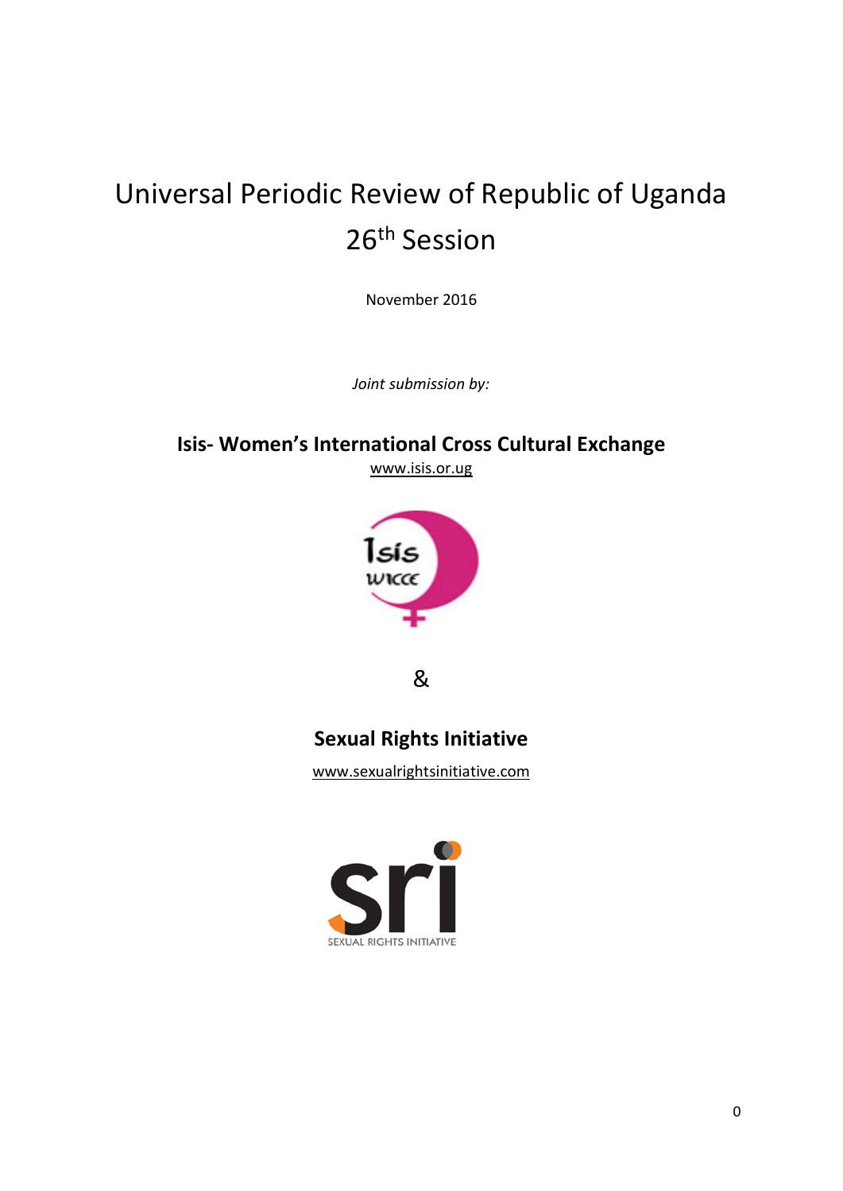# Universal Periodic Review of Republic of Uganda

## 26th Session

November 2016

*Joint submission by:*

**Isis- Women's International Cross Cultural Exchange**

www.isis.or.ug

&

**Sexual Rights Initiative**

www.sexualrightsinitiative.com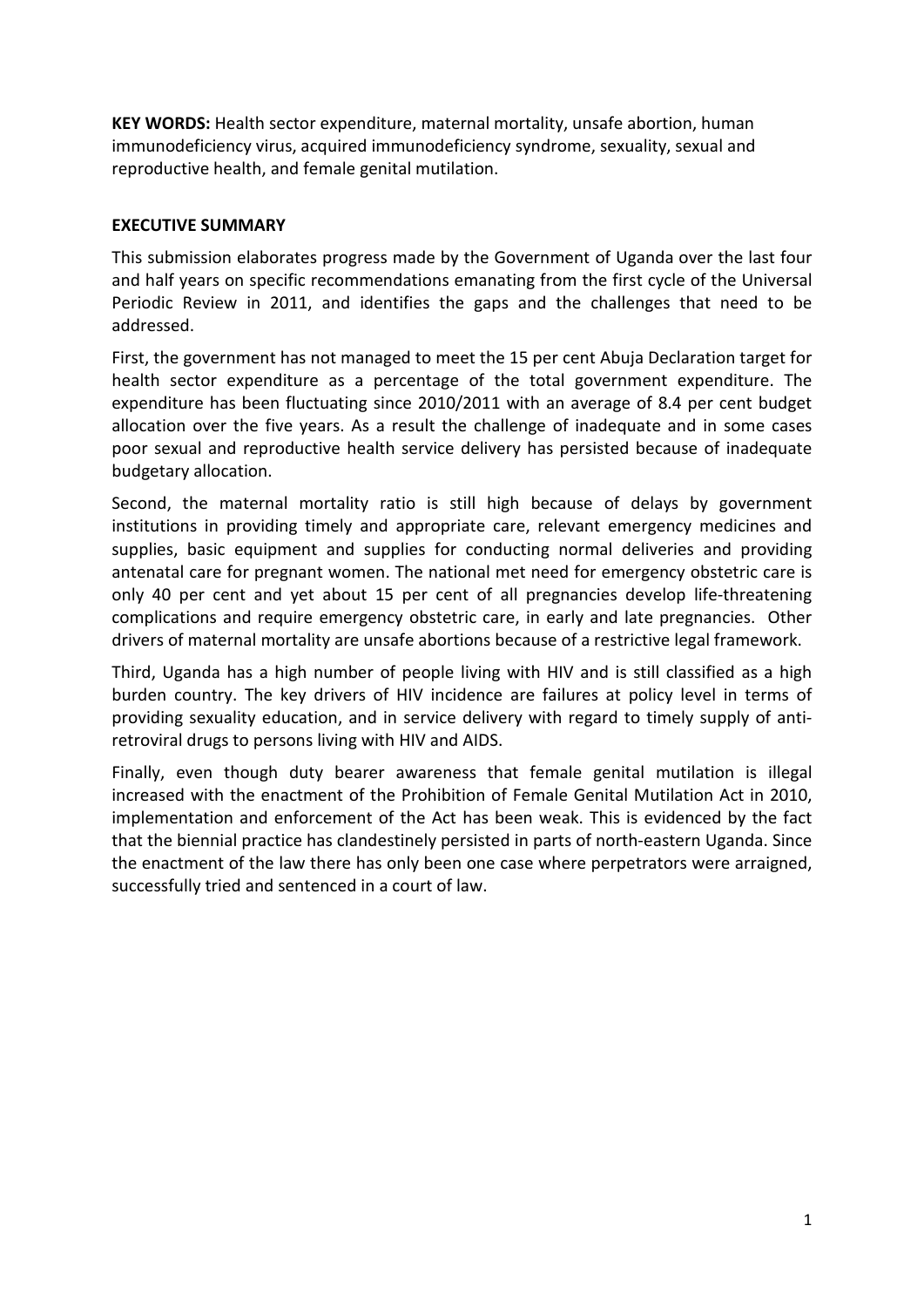**KEY WORDS:** Health sector expenditure, maternal mortality, unsafe abortion, human immunodeficiency virus, acquired immunodeficiency syndrome, sexuality, sexual and reproductive health, and female genital mutilation.

## EXECUTIVE SUMMARY

This submission elaborates progress made by the Government of Uganda over the last four and half years on specific recommendations emanating from the first cycle of the Universal Periodic Review in 2011, and identifies the gaps and the challenges that need to be addressed.

First, the government has not managed to meet the 15 per cent Abuja Declaration target for health sector expenditure as a percentage of the total government expenditure. The expenditure has been fluctuating since 2010/2011 with an average of 8.4 per cent budget allocation over the five years. As a result the challenge of inadequate and in some cases poor sexual and reproductive health service delivery has persisted because of inadequate budgetary allocation.

Second, the maternal mortality ratio is still high because of delays by government institutions in providing timely and appropriate care, relevant emergency medicines and supplies, basic equipment and supplies for conducting normal deliveries and providing antenatal care for pregnant women. The national met need for emergency obstetric care is only 40 per cent and yet about 15 per cent of all pregnancies develop life-threatening complications and require emergency obstetric care, in early and late pregnancies. Other drivers of maternal mortality are unsafe abortions because of a restrictive legal framework.

Third, Uganda has a high number of people living with HIV and is still classified as a high burden country. The key drivers of HIV incidence are failures at policy level in terms of providing sexuality education, and in service delivery with regard to timely supply of anti-retroviral drugs to persons living with HIV and AIDS.

Finally, even though duty bearer awareness that female genital mutilation is illegal increased with the enactment of the Prohibition of Female Genital Mutilation Act in 2010, implementation and enforcement of the Act has been weak. This is evidenced by the fact that the biennial practice has clandestinely persisted in parts of north-eastern Uganda. Since the enactment of the law there has only been one case where perpetrators were arraigned, successfully tried and sentenced in a court of law.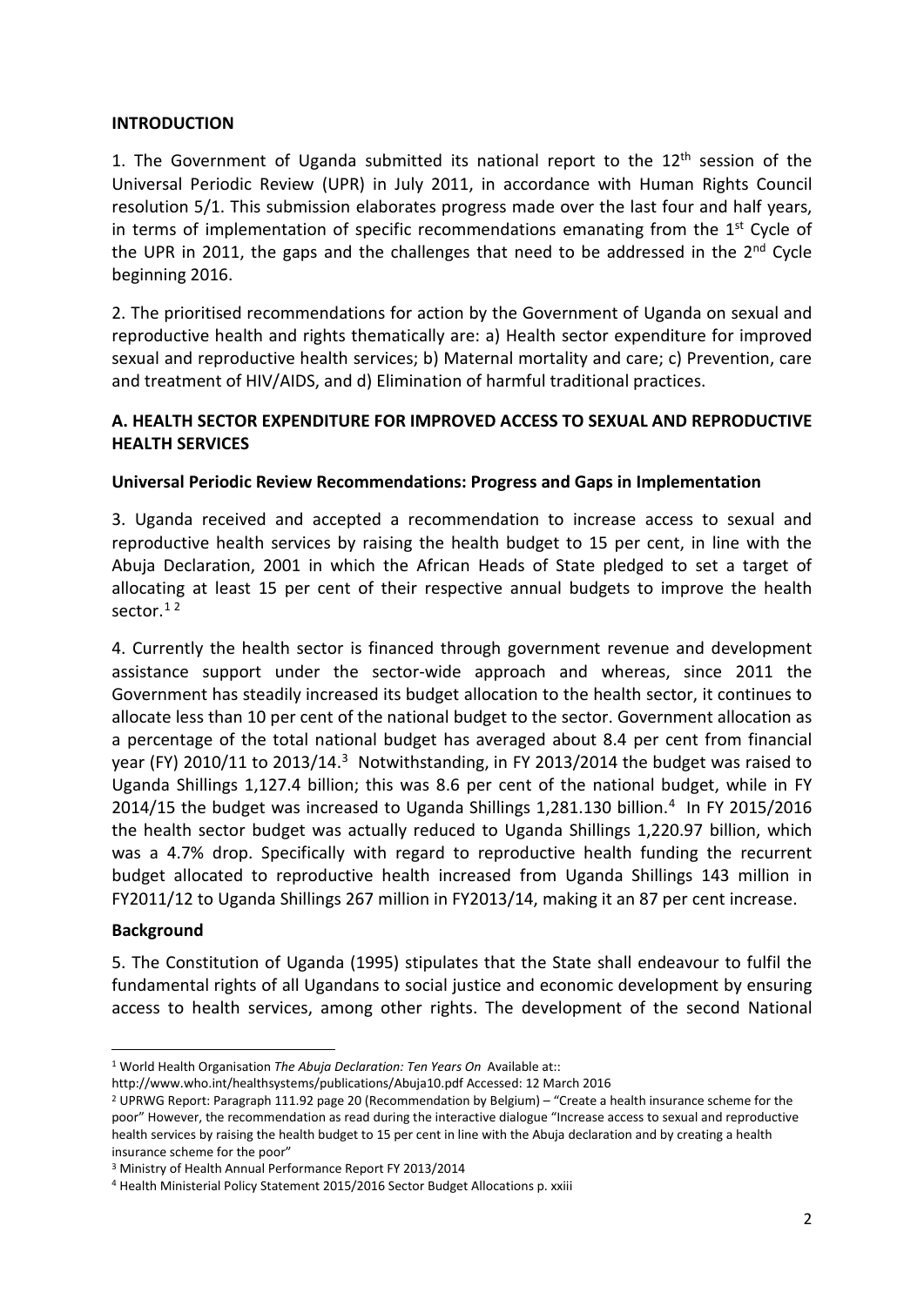## INTRODUCTION

1. The Government of Uganda submitted its national report to the 12th session of the Universal Periodic Review (UPR) in July 2011, in accordance with Human Rights Council resolution 5/1. This submission elaborates progress made over the last four and half years, in terms of implementation of specific recommendations emanating from the 1st Cycle of the UPR in 2011, the gaps and the challenges that need to be addressed in the 2nd Cycle beginning 2016.

2. The prioritised recommendations for action by the Government of Uganda on sexual and reproductive health and rights thematically are: a) Health sector expenditure for improved sexual and reproductive health services; b) Maternal mortality and care; c) Prevention, care and treatment of HIV/AIDS, and d) Elimination of harmful traditional practices.

## A. HEALTH SECTOR EXPENDITURE FOR IMPROVED ACCESS TO SEXUAL AND REPRODUCTIVE HEALTH SERVICES

### Universal Periodic Review Recommendations: Progress and Gaps in Implementation

3. Uganda received and accepted a recommendation to increase access to sexual and reproductive health services by raising the health budget to 15 per cent, in line with the Abuja Declaration, 2001 in which the African Heads of State pledged to set a target of allocating at least 15 per cent of their respective annual budgets to improve the health sector.[1 2]

4. Currently the health sector is financed through government revenue and development assistance support under the sector-wide approach and whereas, since 2011 the Government has steadily increased its budget allocation to the health sector, it continues to allocate less than 10 per cent of the national budget to the sector. Government allocation as a percentage of the total national budget has averaged about 8.4 per cent from financial year (FY) 2010/11 to 2013/14.[3] Notwithstanding, in FY 2013/2014 the budget was raised to Uganda Shillings 1,127.4 billion; this was 8.6 per cent of the national budget, while in FY 2014/15 the budget was increased to Uganda Shillings 1,281.130 billion.[4] In FY 2015/2016 the health sector budget was actually reduced to Uganda Shillings 1,220.97 billion, which was a 4.7% drop. Specifically with regard to reproductive health funding the recurrent budget allocated to reproductive health increased from Uganda Shillings 143 million in FY2011/12 to Uganda Shillings 267 million in FY2013/14, making it an 87 per cent increase.

### Background

5. The Constitution of Uganda (1995) stipulates that the State shall endeavour to fulfil the fundamental rights of all Ugandans to social justice and economic development by ensuring access to health services, among other rights. The development of the second National

---

[1] World Health Organisation *The Abuja Declaration: Ten Years On* Available at:: http://www.who.int/healthsystems/publications/Abuja10.pdf Accessed: 12 March 2016

[2] UPRWG Report: Paragraph 111.92 page 20 (Recommendation by Belgium) – "Create a health insurance scheme for the poor" However, the recommendation as read during the interactive dialogue "Increase access to sexual and reproductive health services by raising the health budget to 15 per cent in line with the Abuja declaration and by creating a health insurance scheme for the poor"

[3] Ministry of Health Annual Performance Report FY 2013/2014

[4] Health Ministerial Policy Statement 2015/2016 Sector Budget Allocations p. xxiii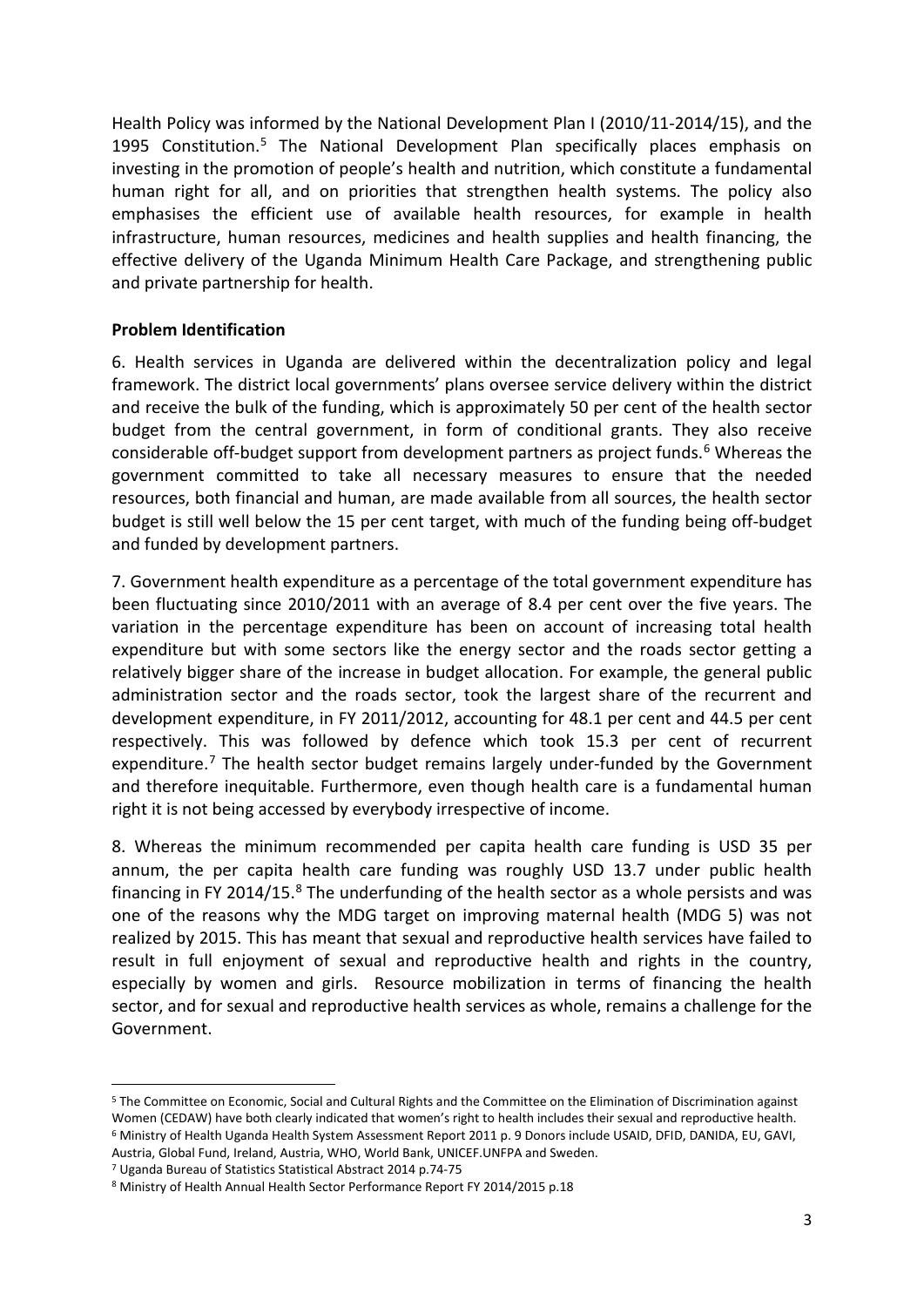Health Policy was informed by the National Development Plan I (2010/11-2014/15), and the 1995 Constitution.[5] The National Development Plan specifically places emphasis on investing in the promotion of people's health and nutrition, which constitute a fundamental human right for all, and on priorities that strengthen health systems. The policy also emphasises the efficient use of available health resources, for example in health infrastructure, human resources, medicines and health supplies and health financing, the effective delivery of the Uganda Minimum Health Care Package, and strengthening public and private partnership for health.

**Problem Identification**

6. Health services in Uganda are delivered within the decentralization policy and legal framework. The district local governments' plans oversee service delivery within the district and receive the bulk of the funding, which is approximately 50 per cent of the health sector budget from the central government, in form of conditional grants. They also receive considerable off-budget support from development partners as project funds.[6] Whereas the government committed to take all necessary measures to ensure that the needed resources, both financial and human, are made available from all sources, the health sector budget is still well below the 15 per cent target, with much of the funding being off-budget and funded by development partners.

7. Government health expenditure as a percentage of the total government expenditure has been fluctuating since 2010/2011 with an average of 8.4 per cent over the five years. The variation in the percentage expenditure has been on account of increasing total health expenditure but with some sectors like the energy sector and the roads sector getting a relatively bigger share of the increase in budget allocation. For example, the general public administration sector and the roads sector, took the largest share of the recurrent and development expenditure, in FY 2011/2012, accounting for 48.1 per cent and 44.5 per cent respectively. This was followed by defence which took 15.3 per cent of recurrent expenditure.[7] The health sector budget remains largely under-funded by the Government and therefore inequitable. Furthermore, even though health care is a fundamental human right it is not being accessed by everybody irrespective of income.

8. Whereas the minimum recommended per capita health care funding is USD 35 per annum, the per capita health care funding was roughly USD 13.7 under public health financing in FY 2014/15.[8] The underfunding of the health sector as a whole persists and was one of the reasons why the MDG target on improving maternal health (MDG 5) was not realized by 2015. This has meant that sexual and reproductive health services have failed to result in full enjoyment of sexual and reproductive health and rights in the country, especially by women and girls. Resource mobilization in terms of financing the health sector, and for sexual and reproductive health services as whole, remains a challenge for the Government.

---

[5] The Committee on Economic, Social and Cultural Rights and the Committee on the Elimination of Discrimination against Women (CEDAW) have both clearly indicated that women's right to health includes their sexual and reproductive health.

[6] Ministry of Health Uganda Health System Assessment Report 2011 p. 9 Donors include USAID, DFID, DANIDA, EU, GAVI, Austria, Global Fund, Ireland, Austria, WHO, World Bank, UNICEF.UNFPA and Sweden.

[7] Uganda Bureau of Statistics Statistical Abstract 2014 p.74-75

[8] Ministry of Health Annual Health Sector Performance Report FY 2014/2015 p.18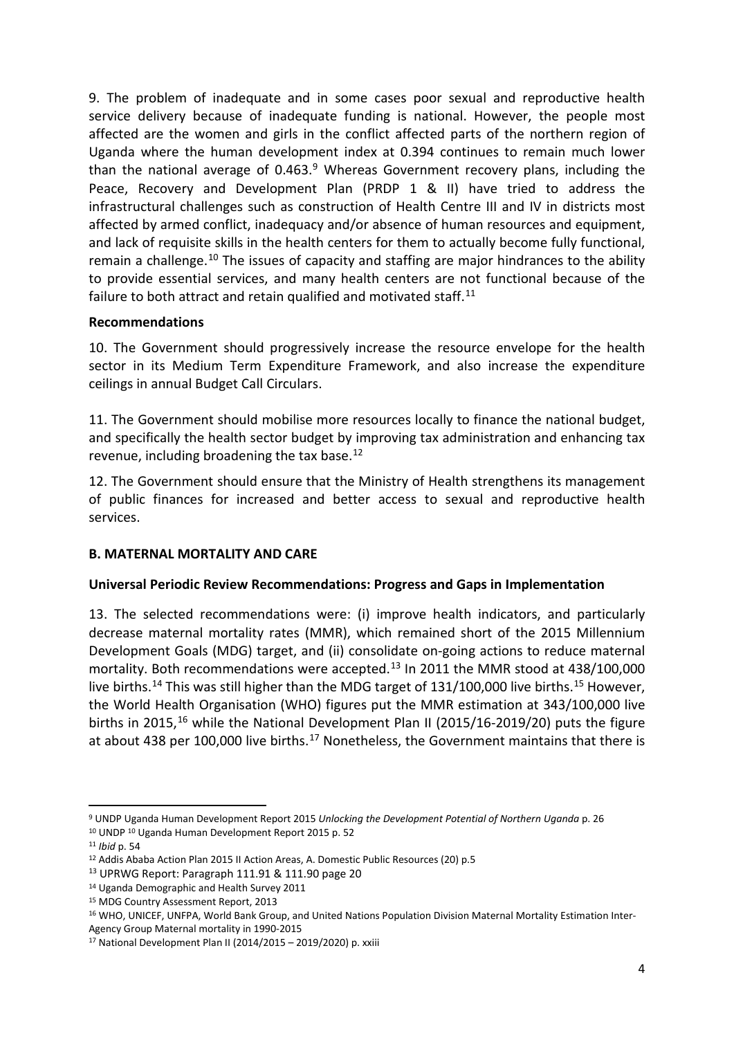9. The problem of inadequate and in some cases poor sexual and reproductive health service delivery because of inadequate funding is national. However, the people most affected are the women and girls in the conflict affected parts of the northern region of Uganda where the human development index at 0.394 continues to remain much lower than the national average of 0.463.[9] Whereas Government recovery plans, including the Peace, Recovery and Development Plan (PRDP 1 & II) have tried to address the infrastructural challenges such as construction of Health Centre III and IV in districts most affected by armed conflict, inadequacy and/or absence of human resources and equipment, and lack of requisite skills in the health centers for them to actually become fully functional, remain a challenge.[10] The issues of capacity and staffing are major hindrances to the ability to provide essential services, and many health centers are not functional because of the failure to both attract and retain qualified and motivated staff.[11]

**Recommendations**

10. The Government should progressively increase the resource envelope for the health sector in its Medium Term Expenditure Framework, and also increase the expenditure ceilings in annual Budget Call Circulars.

11. The Government should mobilise more resources locally to finance the national budget, and specifically the health sector budget by improving tax administration and enhancing tax revenue, including broadening the tax base.[12]

12. The Government should ensure that the Ministry of Health strengthens its management of public finances for increased and better access to sexual and reproductive health services.

## B. MATERNAL MORTALITY AND CARE

**Universal Periodic Review Recommendations: Progress and Gaps in Implementation**

13. The selected recommendations were: (i) improve health indicators, and particularly decrease maternal mortality rates (MMR), which remained short of the 2015 Millennium Development Goals (MDG) target, and (ii) consolidate on-going actions to reduce maternal mortality. Both recommendations were accepted.[13] In 2011 the MMR stood at 438/100,000 live births.[14] This was still higher than the MDG target of 131/100,000 live births.[15] However, the World Health Organisation (WHO) figures put the MMR estimation at 343/100,000 live births in 2015,[16] while the National Development Plan II (2015/16-2019/20) puts the figure at about 438 per 100,000 live births.[17] Nonetheless, the Government maintains that there is

---

[9] UNDP Uganda Human Development Report 2015 *Unlocking the Development Potential of Northern Uganda* p. 26

[10] UNDP [10] Uganda Human Development Report 2015 p. 52

[11] *Ibid* p. 54

[12] Addis Ababa Action Plan 2015 II Action Areas, A. Domestic Public Resources (20) p.5

[13] UPRWG Report: Paragraph 111.91 & 111.90 page 20

[14] Uganda Demographic and Health Survey 2011

[15] MDG Country Assessment Report, 2013

[16] WHO, UNICEF, UNFPA, World Bank Group, and United Nations Population Division Maternal Mortality Estimation Inter-Agency Group Maternal mortality in 1990-2015

[17] National Development Plan II (2014/2015 – 2019/2020) p. xxiii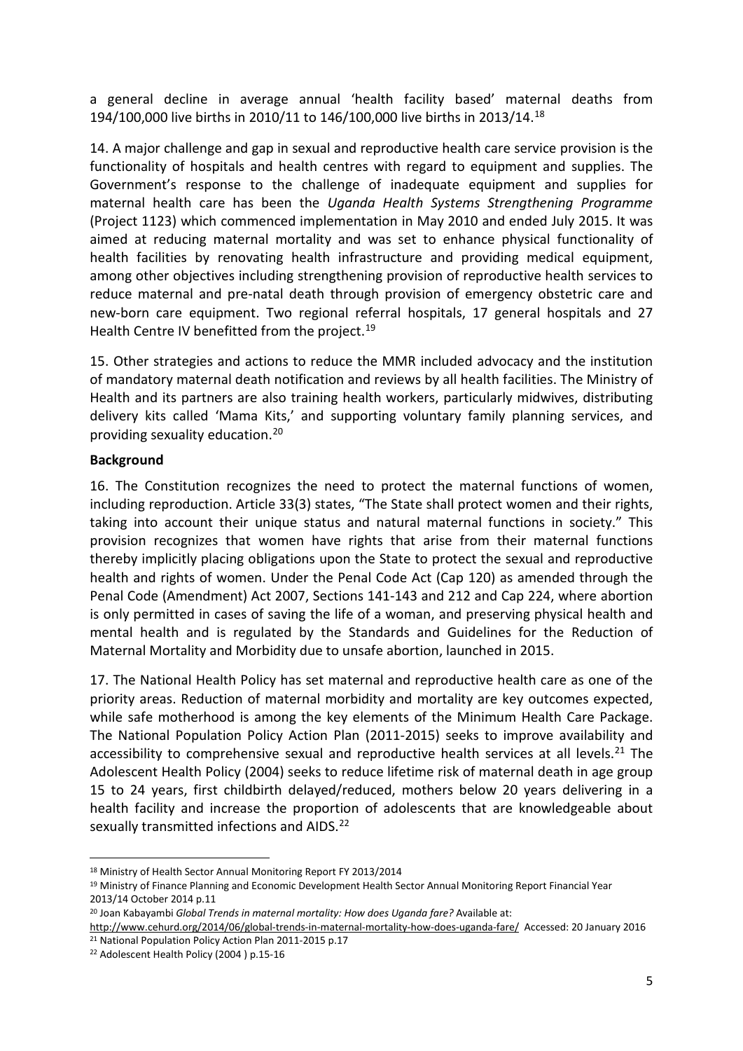a general decline in average annual 'health facility based' maternal deaths from 194/100,000 live births in 2010/11 to 146/100,000 live births in 2013/14.[18]

14. A major challenge and gap in sexual and reproductive health care service provision is the functionality of hospitals and health centres with regard to equipment and supplies. The Government's response to the challenge of inadequate equipment and supplies for maternal health care has been the *Uganda Health Systems Strengthening Programme* (Project 1123) which commenced implementation in May 2010 and ended July 2015. It was aimed at reducing maternal mortality and was set to enhance physical functionality of health facilities by renovating health infrastructure and providing medical equipment, among other objectives including strengthening provision of reproductive health services to reduce maternal and pre-natal death through provision of emergency obstetric care and new-born care equipment. Two regional referral hospitals, 17 general hospitals and 27 Health Centre IV benefitted from the project.[19]

15. Other strategies and actions to reduce the MMR included advocacy and the institution of mandatory maternal death notification and reviews by all health facilities. The Ministry of Health and its partners are also training health workers, particularly midwives, distributing delivery kits called 'Mama Kits,' and supporting voluntary family planning services, and providing sexuality education.[20]

**Background**

16. The Constitution recognizes the need to protect the maternal functions of women, including reproduction. Article 33(3) states, "The State shall protect women and their rights, taking into account their unique status and natural maternal functions in society." This provision recognizes that women have rights that arise from their maternal functions thereby implicitly placing obligations upon the State to protect the sexual and reproductive health and rights of women. Under the Penal Code Act (Cap 120) as amended through the Penal Code (Amendment) Act 2007, Sections 141-143 and 212 and Cap 224, where abortion is only permitted in cases of saving the life of a woman, and preserving physical health and mental health and is regulated by the Standards and Guidelines for the Reduction of Maternal Mortality and Morbidity due to unsafe abortion, launched in 2015.

17. The National Health Policy has set maternal and reproductive health care as one of the priority areas. Reduction of maternal morbidity and mortality are key outcomes expected, while safe motherhood is among the key elements of the Minimum Health Care Package. The National Population Policy Action Plan (2011-2015) seeks to improve availability and accessibility to comprehensive sexual and reproductive health services at all levels.[21] The Adolescent Health Policy (2004) seeks to reduce lifetime risk of maternal death in age group 15 to 24 years, first childbirth delayed/reduced, mothers below 20 years delivering in a health facility and increase the proportion of adolescents that are knowledgeable about sexually transmitted infections and AIDS.[22]

---

[18] Ministry of Health Sector Annual Monitoring Report FY 2013/2014

[19] Ministry of Finance Planning and Economic Development Health Sector Annual Monitoring Report Financial Year 2013/14 October 2014 p.11

[20] Joan Kabayambi *Global Trends in maternal mortality: How does Uganda fare?* Available at: http://www.cehurd.org/2014/06/global-trends-in-maternal-mortality-how-does-uganda-fare/ Accessed: 20 January 2016

[21] National Population Policy Action Plan 2011-2015 p.17

[22] Adolescent Health Policy (2004 ) p.15-16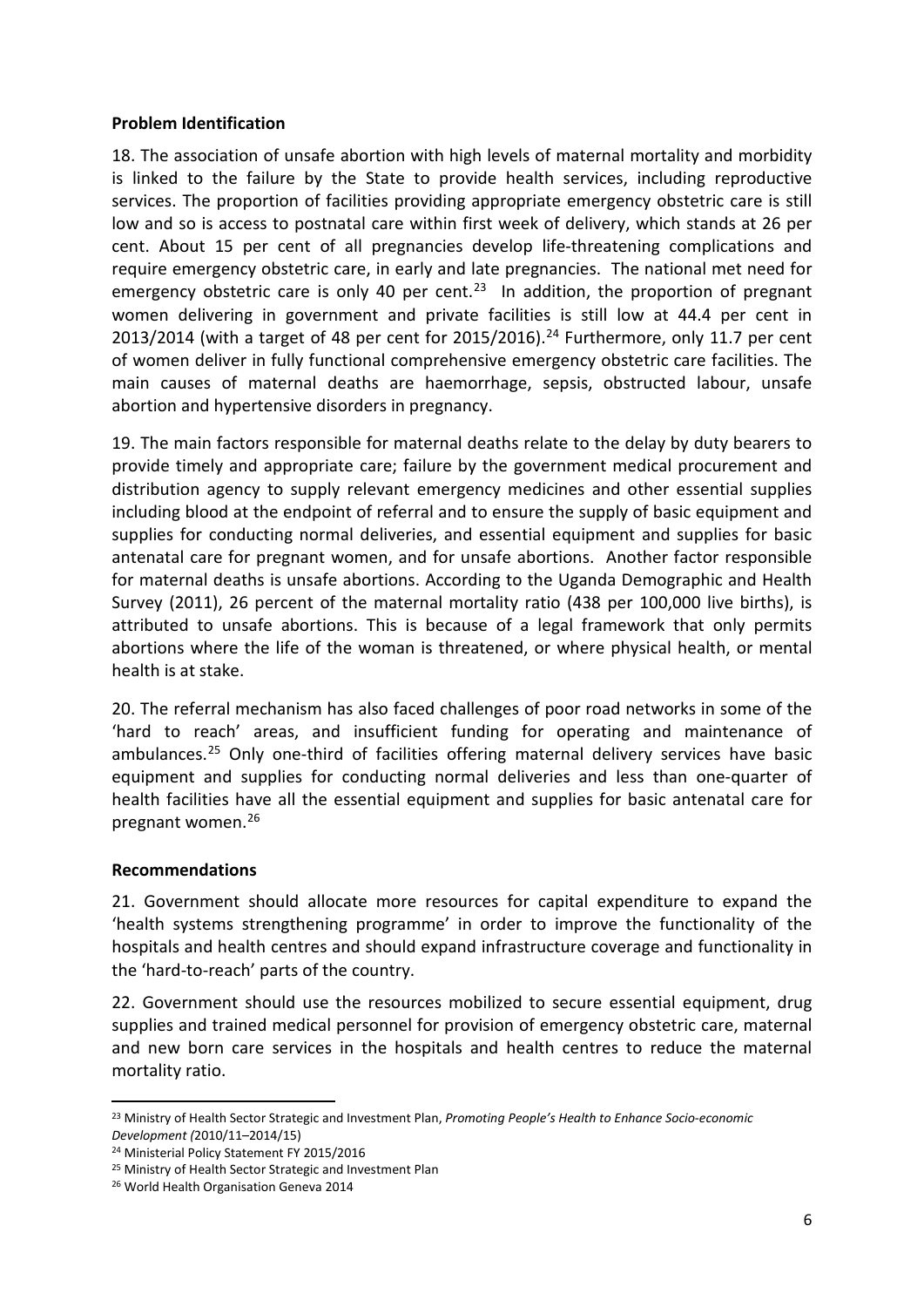**Problem Identification**

18. The association of unsafe abortion with high levels of maternal mortality and morbidity is linked to the failure by the State to provide health services, including reproductive services. The proportion of facilities providing appropriate emergency obstetric care is still low and so is access to postnatal care within first week of delivery, which stands at 26 per cent. About 15 per cent of all pregnancies develop life-threatening complications and require emergency obstetric care, in early and late pregnancies. The national met need for emergency obstetric care is only 40 per cent.[23] In addition, the proportion of pregnant women delivering in government and private facilities is still low at 44.4 per cent in 2013/2014 (with a target of 48 per cent for 2015/2016).[24] Furthermore, only 11.7 per cent of women deliver in fully functional comprehensive emergency obstetric care facilities. The main causes of maternal deaths are haemorrhage, sepsis, obstructed labour, unsafe abortion and hypertensive disorders in pregnancy.

19. The main factors responsible for maternal deaths relate to the delay by duty bearers to provide timely and appropriate care; failure by the government medical procurement and distribution agency to supply relevant emergency medicines and other essential supplies including blood at the endpoint of referral and to ensure the supply of basic equipment and supplies for conducting normal deliveries, and essential equipment and supplies for basic antenatal care for pregnant women, and for unsafe abortions. Another factor responsible for maternal deaths is unsafe abortions. According to the Uganda Demographic and Health Survey (2011), 26 percent of the maternal mortality ratio (438 per 100,000 live births), is attributed to unsafe abortions. This is because of a legal framework that only permits abortions where the life of the woman is threatened, or where physical health, or mental health is at stake.

20. The referral mechanism has also faced challenges of poor road networks in some of the 'hard to reach' areas, and insufficient funding for operating and maintenance of ambulances.[25] Only one-third of facilities offering maternal delivery services have basic equipment and supplies for conducting normal deliveries and less than one-quarter of health facilities have all the essential equipment and supplies for basic antenatal care for pregnant women.[26]

**Recommendations**

21. Government should allocate more resources for capital expenditure to expand the 'health systems strengthening programme' in order to improve the functionality of the hospitals and health centres and should expand infrastructure coverage and functionality in the 'hard-to-reach' parts of the country.

22. Government should use the resources mobilized to secure essential equipment, drug supplies and trained medical personnel for provision of emergency obstetric care, maternal and new born care services in the hospitals and health centres to reduce the maternal mortality ratio.

---

[23] Ministry of Health Sector Strategic and Investment Plan, *Promoting People's Health to Enhance Socio-economic Development (*2010/11–2014/15)

[24] Ministerial Policy Statement FY 2015/2016

[25] Ministry of Health Sector Strategic and Investment Plan

[26] World Health Organisation Geneva 2014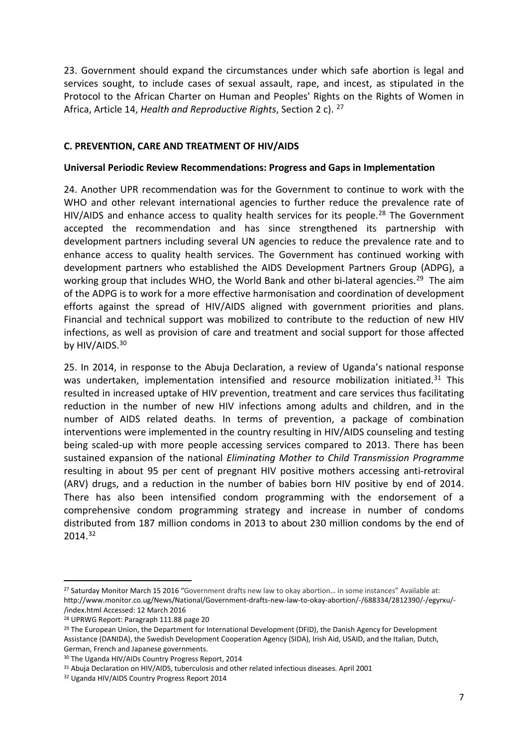23. Government should expand the circumstances under which safe abortion is legal and services sought, to include cases of sexual assault, rape, and incest, as stipulated in the Protocol to the African Charter on Human and Peoples' Rights on the Rights of Women in Africa, Article 14, *Health and Reproductive Rights*, Section 2 c). [27]

### C. PREVENTION, CARE AND TREATMENT OF HIV/AIDS

**Universal Periodic Review Recommendations: Progress and Gaps in Implementation**

24. Another UPR recommendation was for the Government to continue to work with the WHO and other relevant international agencies to further reduce the prevalence rate of HIV/AIDS and enhance access to quality health services for its people.[28] The Government accepted the recommendation and has since strengthened its partnership with development partners including several UN agencies to reduce the prevalence rate and to enhance access to quality health services. The Government has continued working with development partners who established the AIDS Development Partners Group (ADPG), a working group that includes WHO, the World Bank and other bi-lateral agencies.[29] The aim of the ADPG is to work for a more effective harmonisation and coordination of development efforts against the spread of HIV/AIDS aligned with government priorities and plans. Financial and technical support was mobilized to contribute to the reduction of new HIV infections, as well as provision of care and treatment and social support for those affected by HIV/AIDS.[30]

25. In 2014, in response to the Abuja Declaration, a review of Uganda's national response was undertaken, implementation intensified and resource mobilization initiated.[31] This resulted in increased uptake of HIV prevention, treatment and care services thus facilitating reduction in the number of new HIV infections among adults and children, and in the number of AIDS related deaths. In terms of prevention, a package of combination interventions were implemented in the country resulting in HIV/AIDS counseling and testing being scaled-up with more people accessing services compared to 2013. There has been sustained expansion of the national *Eliminating Mother to Child Transmission Programme* resulting in about 95 per cent of pregnant HIV positive mothers accessing anti-retroviral (ARV) drugs, and a reduction in the number of babies born HIV positive by end of 2014. There has also been intensified condom programming with the endorsement of a comprehensive condom programming strategy and increase in number of condoms distributed from 187 million condoms in 2013 to about 230 million condoms by the end of 2014.[32]

---

[27] Saturday Monitor March 15 2016 "Government drafts new law to okay abortion… in some instances" Available at: http://www.monitor.co.ug/News/National/Government-drafts-new-law-to-okay-abortion/-/688334/2812390/-/egyrxu/-/index.html Accessed: 12 March 2016

[28] UPRWG Report: Paragraph 111.88 page 20

[29] The European Union, the Department for International Development (DFID), the Danish Agency for Development Assistance (DANIDA), the Swedish Development Cooperation Agency (SIDA), Irish Aid, USAID, and the Italian, Dutch, German, French and Japanese governments.

[30] The Uganda HIV/AIDs Country Progress Report, 2014

[31] Abuja Declaration on HIV/AIDS, tuberculosis and other related infectious diseases. April 2001

[32] Uganda HIV/AIDS Country Progress Report 2014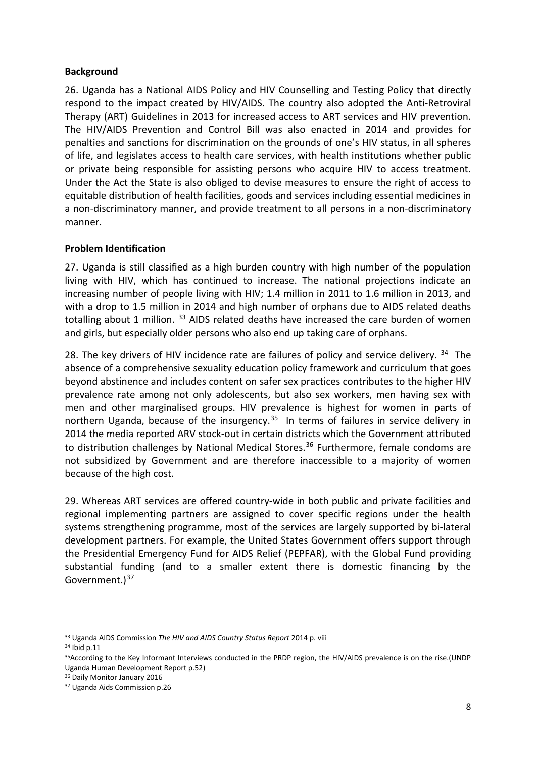**Background**

26. Uganda has a National AIDS Policy and HIV Counselling and Testing Policy that directly respond to the impact created by HIV/AIDS. The country also adopted the Anti-Retroviral Therapy (ART) Guidelines in 2013 for increased access to ART services and HIV prevention. The HIV/AIDS Prevention and Control Bill was also enacted in 2014 and provides for penalties and sanctions for discrimination on the grounds of one's HIV status, in all spheres of life, and legislates access to health care services, with health institutions whether public or private being responsible for assisting persons who acquire HIV to access treatment. Under the Act the State is also obliged to devise measures to ensure the right of access to equitable distribution of health facilities, goods and services including essential medicines in a non-discriminatory manner, and provide treatment to all persons in a non-discriminatory manner.

**Problem Identification**

27. Uganda is still classified as a high burden country with high number of the population living with HIV, which has continued to increase. The national projections indicate an increasing number of people living with HIV; 1.4 million in 2011 to 1.6 million in 2013, and with a drop to 1.5 million in 2014 and high number of orphans due to AIDS related deaths totalling about 1 million. [33] AIDS related deaths have increased the care burden of women and girls, but especially older persons who also end up taking care of orphans.

28. The key drivers of HIV incidence rate are failures of policy and service delivery. [34] The absence of a comprehensive sexuality education policy framework and curriculum that goes beyond abstinence and includes content on safer sex practices contributes to the higher HIV prevalence rate among not only adolescents, but also sex workers, men having sex with men and other marginalised groups. HIV prevalence is highest for women in parts of northern Uganda, because of the insurgency.[35] In terms of failures in service delivery in 2014 the media reported ARV stock-out in certain districts which the Government attributed to distribution challenges by National Medical Stores.[36] Furthermore, female condoms are not subsidized by Government and are therefore inaccessible to a majority of women because of the high cost.

29. Whereas ART services are offered country-wide in both public and private facilities and regional implementing partners are assigned to cover specific regions under the health systems strengthening programme, most of the services are largely supported by bi-lateral development partners. For example, the United States Government offers support through the Presidential Emergency Fund for AIDS Relief (PEPFAR), with the Global Fund providing substantial funding (and to a smaller extent there is domestic financing by the Government.)[37]

---

[33] Uganda AIDS Commission *The HIV and AIDS Country Status Report* 2014 p. viii

[34] Ibid p.11

[35] According to the Key Informant Interviews conducted in the PRDP region, the HIV/AIDS prevalence is on the rise.(UNDP Uganda Human Development Report p.52)

[36] Daily Monitor January 2016

[37] Uganda Aids Commission p.26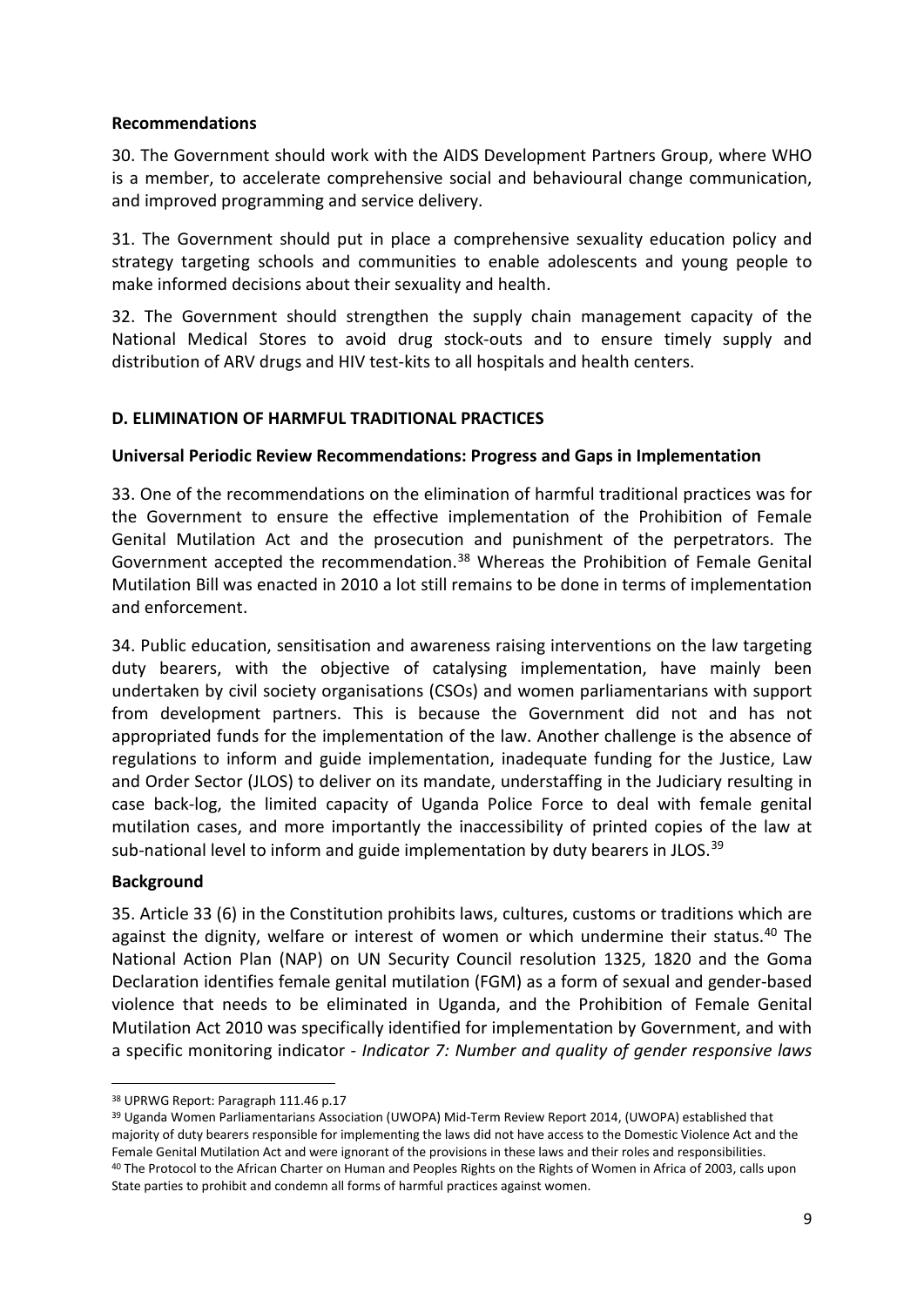**Recommendations**

30. The Government should work with the AIDS Development Partners Group, where WHO is a member, to accelerate comprehensive social and behavioural change communication, and improved programming and service delivery.

31. The Government should put in place a comprehensive sexuality education policy and strategy targeting schools and communities to enable adolescents and young people to make informed decisions about their sexuality and health.

32. The Government should strengthen the supply chain management capacity of the National Medical Stores to avoid drug stock-outs and to ensure timely supply and distribution of ARV drugs and HIV test-kits to all hospitals and health centers.

## D. ELIMINATION OF HARMFUL TRADITIONAL PRACTICES

### Universal Periodic Review Recommendations: Progress and Gaps in Implementation

33. One of the recommendations on the elimination of harmful traditional practices was for the Government to ensure the effective implementation of the Prohibition of Female Genital Mutilation Act and the prosecution and punishment of the perpetrators. The Government accepted the recommendation.[38] Whereas the Prohibition of Female Genital Mutilation Bill was enacted in 2010 a lot still remains to be done in terms of implementation and enforcement.

34. Public education, sensitisation and awareness raising interventions on the law targeting duty bearers, with the objective of catalysing implementation, have mainly been undertaken by civil society organisations (CSOs) and women parliamentarians with support from development partners. This is because the Government did not and has not appropriated funds for the implementation of the law. Another challenge is the absence of regulations to inform and guide implementation, inadequate funding for the Justice, Law and Order Sector (JLOS) to deliver on its mandate, understaffing in the Judiciary resulting in case back-log, the limited capacity of Uganda Police Force to deal with female genital mutilation cases, and more importantly the inaccessibility of printed copies of the law at sub-national level to inform and guide implementation by duty bearers in JLOS.[39]

### Background

35. Article 33 (6) in the Constitution prohibits laws, cultures, customs or traditions which are against the dignity, welfare or interest of women or which undermine their status.[40] The National Action Plan (NAP) on UN Security Council resolution 1325, 1820 and the Goma Declaration identifies female genital mutilation (FGM) as a form of sexual and gender-based violence that needs to be eliminated in Uganda, and the Prohibition of Female Genital Mutilation Act 2010 was specifically identified for implementation by Government, and with a specific monitoring indicator - *Indicator 7: Number and quality of gender responsive laws*

---

[38] UPRWG Report: Paragraph 111.46 p.17

[39] Uganda Women Parliamentarians Association (UWOPA) Mid-Term Review Report 2014, (UWOPA) established that majority of duty bearers responsible for implementing the laws did not have access to the Domestic Violence Act and the Female Genital Mutilation Act and were ignorant of the provisions in these laws and their roles and responsibilities.

[40] The Protocol to the African Charter on Human and Peoples Rights on the Rights of Women in Africa of 2003, calls upon State parties to prohibit and condemn all forms of harmful practices against women.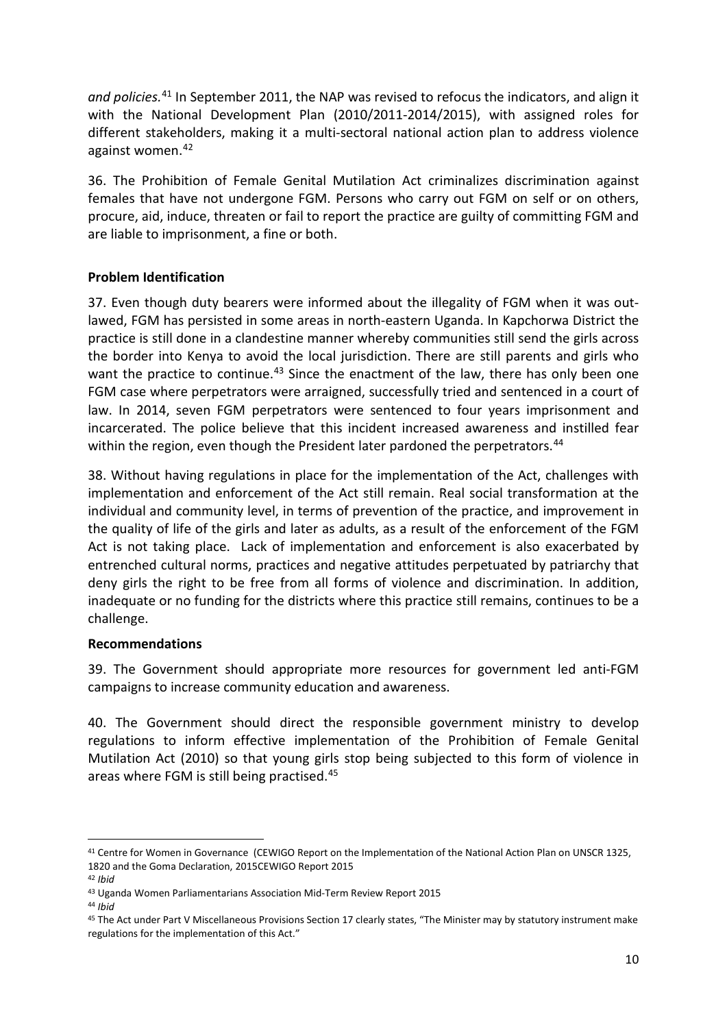*and policies.*[41] In September 2011, the NAP was revised to refocus the indicators, and align it with the National Development Plan (2010/2011-2014/2015), with assigned roles for different stakeholders, making it a multi-sectoral national action plan to address violence against women.[42]

36. The Prohibition of Female Genital Mutilation Act criminalizes discrimination against females that have not undergone FGM. Persons who carry out FGM on self or on others, procure, aid, induce, threaten or fail to report the practice are guilty of committing FGM and are liable to imprisonment, a fine or both.

**Problem Identification**

37. Even though duty bearers were informed about the illegality of FGM when it was outlawed, FGM has persisted in some areas in north-eastern Uganda. In Kapchorwa District the practice is still done in a clandestine manner whereby communities still send the girls across the border into Kenya to avoid the local jurisdiction. There are still parents and girls who want the practice to continue.[43] Since the enactment of the law, there has only been one FGM case where perpetrators were arraigned, successfully tried and sentenced in a court of law. In 2014, seven FGM perpetrators were sentenced to four years imprisonment and incarcerated. The police believe that this incident increased awareness and instilled fear within the region, even though the President later pardoned the perpetrators.[44]

38. Without having regulations in place for the implementation of the Act, challenges with implementation and enforcement of the Act still remain. Real social transformation at the individual and community level, in terms of prevention of the practice, and improvement in the quality of life of the girls and later as adults, as a result of the enforcement of the FGM Act is not taking place. Lack of implementation and enforcement is also exacerbated by entrenched cultural norms, practices and negative attitudes perpetuated by patriarchy that deny girls the right to be free from all forms of violence and discrimination. In addition, inadequate or no funding for the districts where this practice still remains, continues to be a challenge.

**Recommendations**

39. The Government should appropriate more resources for government led anti-FGM campaigns to increase community education and awareness.

40. The Government should direct the responsible government ministry to develop regulations to inform effective implementation of the Prohibition of Female Genital Mutilation Act (2010) so that young girls stop being subjected to this form of violence in areas where FGM is still being practised.[45]

---

[41] Centre for Women in Governance (CEWIGO Report on the Implementation of the National Action Plan on UNSCR 1325, 1820 and the Goma Declaration, 2015CEWIGO Report 2015

[42] *Ibid*

[43] Uganda Women Parliamentarians Association Mid-Term Review Report 2015

[44] *Ibid*

[45] The Act under Part V Miscellaneous Provisions Section 17 clearly states, "The Minister may by statutory instrument make regulations for the implementation of this Act."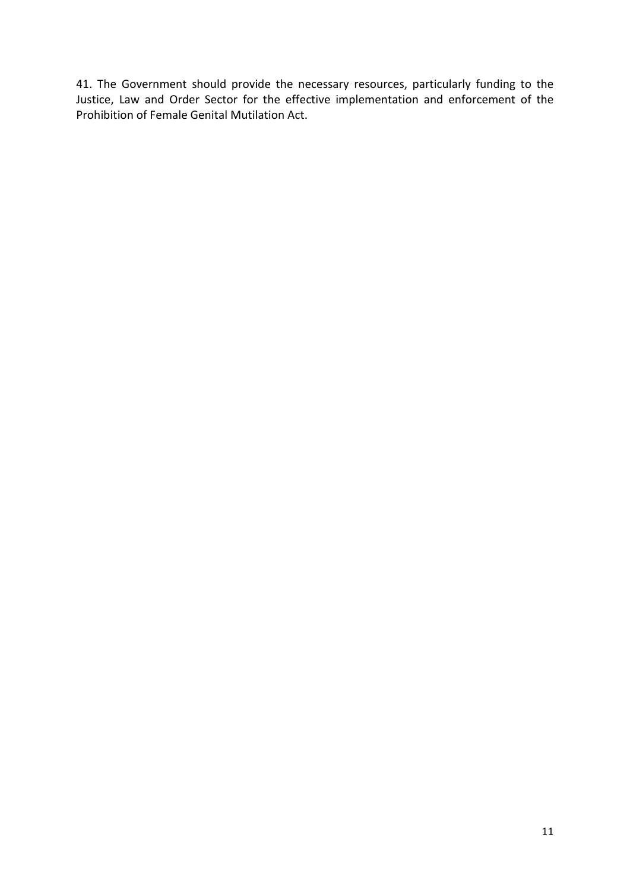41. The Government should provide the necessary resources, particularly funding to the Justice, Law and Order Sector for the effective implementation and enforcement of the Prohibition of Female Genital Mutilation Act.